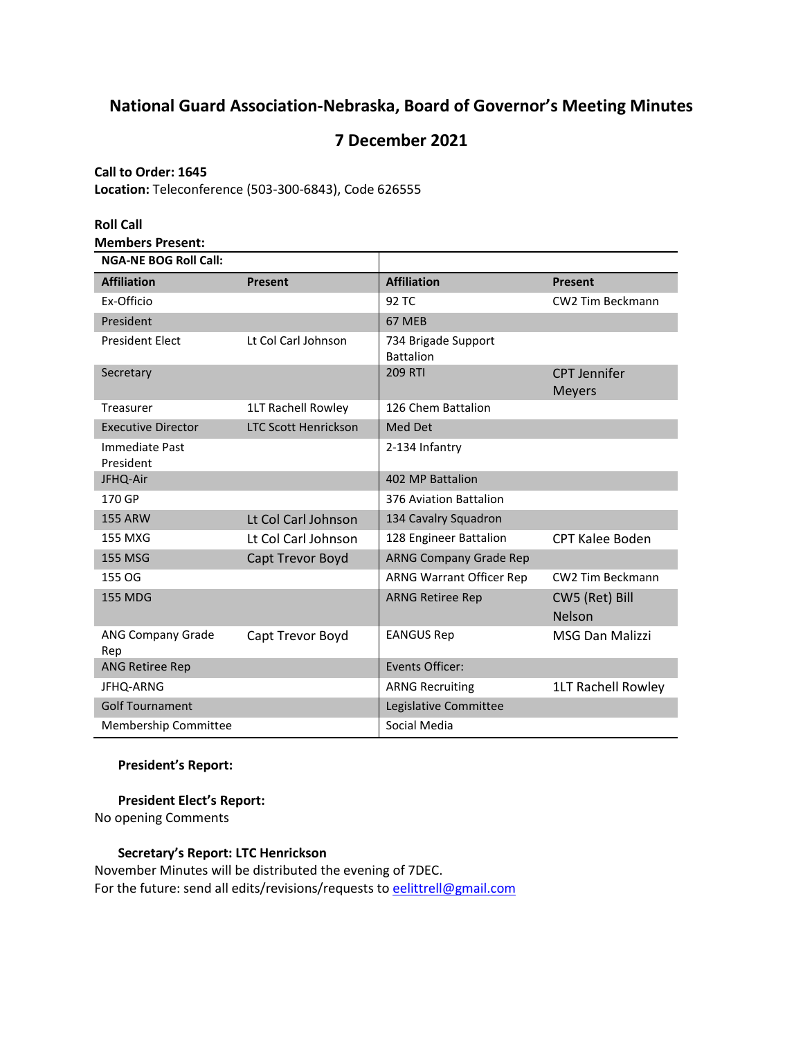# National Guard Association-Nebraska, Board of Governor's Meeting Minutes

## 7 December 2021

**Call to Order: 1645**
**Location:** Teleconference (503-300-6843), Code 626555

**Roll Call**
**Members Present:**

| **NGA-NE BOG Roll Call:** | | | |
|---|---|---|---|
| **Affiliation** | **Present** | **Affiliation** | **Present** |
| Ex-Officio | | 92 TC | CW2 Tim Beckmann |
| President | | 67 MEB | |
| President Elect | Lt Col Carl Johnson | 734 Brigade Support Battalion | |
| Secretary | | 209 RTI | CPT Jennifer Meyers |
| Treasurer | 1LT Rachell Rowley | 126 Chem Battalion | |
| Executive Director | LTC Scott Henrickson | Med Det | |
| Immediate Past President | | 2-134 Infantry | |
| JFHQ-Air | | 402 MP Battalion | |
| 170 GP | | 376 Aviation Battalion | |
| 155 ARW | Lt Col Carl Johnson | 134 Cavalry Squadron | |
| 155 MXG | Lt Col Carl Johnson | 128 Engineer Battalion | CPT Kalee Boden |
| 155 MSG | Capt Trevor Boyd | ARNG Company Grade Rep | |
| 155 OG | | ARNG Warrant Officer Rep | CW2 Tim Beckmann |
| 155 MDG | | ARNG Retiree Rep | CW5 (Ret) Bill Nelson |
| ANG Company Grade Rep | Capt Trevor Boyd | EANGUS Rep | MSG Dan Malizzi |
| ANG Retiree Rep | | Events Officer: | |
| JFHQ-ARNG | | ARNG Recruiting | 1LT Rachell Rowley |
| Golf Tournament | | Legislative Committee | |
| Membership Committee | | Social Media | |

**President's Report:**

**President Elect's Report:**
No opening Comments

**Secretary's Report: LTC Henrickson**
November Minutes will be distributed the evening of 7DEC.
For the future: send all edits/revisions/requests to eelittrell@gmail.com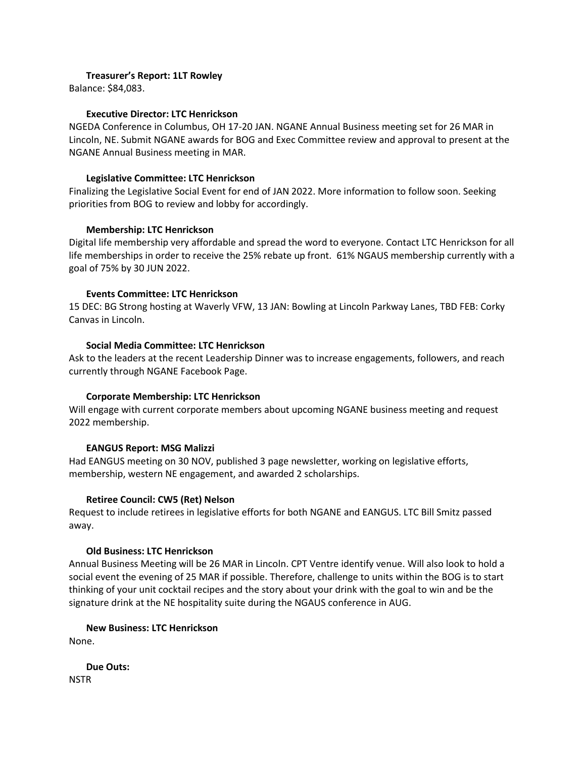**Treasurer's Report: 1LT Rowley**

Balance: $84,083.

**Executive Director: LTC Henrickson**

NGEDA Conference in Columbus, OH 17-20 JAN. NGANE Annual Business meeting set for 26 MAR in Lincoln, NE. Submit NGANE awards for BOG and Exec Committee review and approval to present at the NGANE Annual Business meeting in MAR.

**Legislative Committee: LTC Henrickson**

Finalizing the Legislative Social Event for end of JAN 2022. More information to follow soon. Seeking priorities from BOG to review and lobby for accordingly.

**Membership: LTC Henrickson**

Digital life membership very affordable and spread the word to everyone. Contact LTC Henrickson for all life memberships in order to receive the 25% rebate up front. 61% NGAUS membership currently with a goal of 75% by 30 JUN 2022.

**Events Committee: LTC Henrickson**

15 DEC: BG Strong hosting at Waverly VFW, 13 JAN: Bowling at Lincoln Parkway Lanes, TBD FEB: Corky Canvas in Lincoln.

**Social Media Committee: LTC Henrickson**

Ask to the leaders at the recent Leadership Dinner was to increase engagements, followers, and reach currently through NGANE Facebook Page.

**Corporate Membership: LTC Henrickson**

Will engage with current corporate members about upcoming NGANE business meeting and request 2022 membership.

**EANGUS Report: MSG Malizzi**

Had EANGUS meeting on 30 NOV, published 3 page newsletter, working on legislative efforts, membership, western NE engagement, and awarded 2 scholarships.

**Retiree Council: CW5 (Ret) Nelson**

Request to include retirees in legislative efforts for both NGANE and EANGUS. LTC Bill Smitz passed away.

**Old Business: LTC Henrickson**

Annual Business Meeting will be 26 MAR in Lincoln. CPT Ventre identify venue. Will also look to hold a social event the evening of 25 MAR if possible. Therefore, challenge to units within the BOG is to start thinking of your unit cocktail recipes and the story about your drink with the goal to win and be the signature drink at the NE hospitality suite during the NGAUS conference in AUG.

**New Business: LTC Henrickson**

None.

**Due Outs:**

NSTR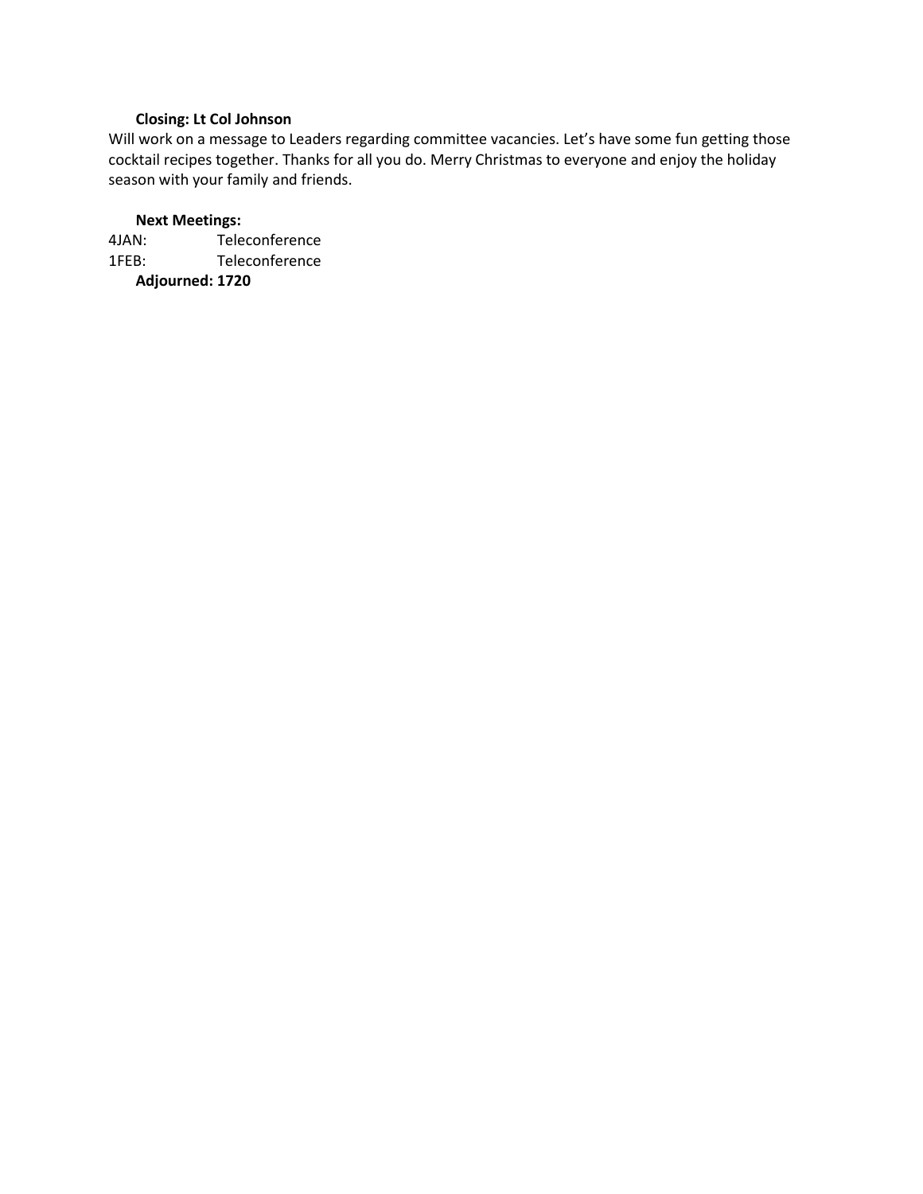**Closing: Lt Col Johnson**

Will work on a message to Leaders regarding committee vacancies. Let's have some fun getting those cocktail recipes together. Thanks for all you do. Merry Christmas to everyone and enjoy the holiday season with your family and friends.

**Next Meetings:**

4JAN: Teleconference

1FEB: Teleconference

**Adjourned: 1720**